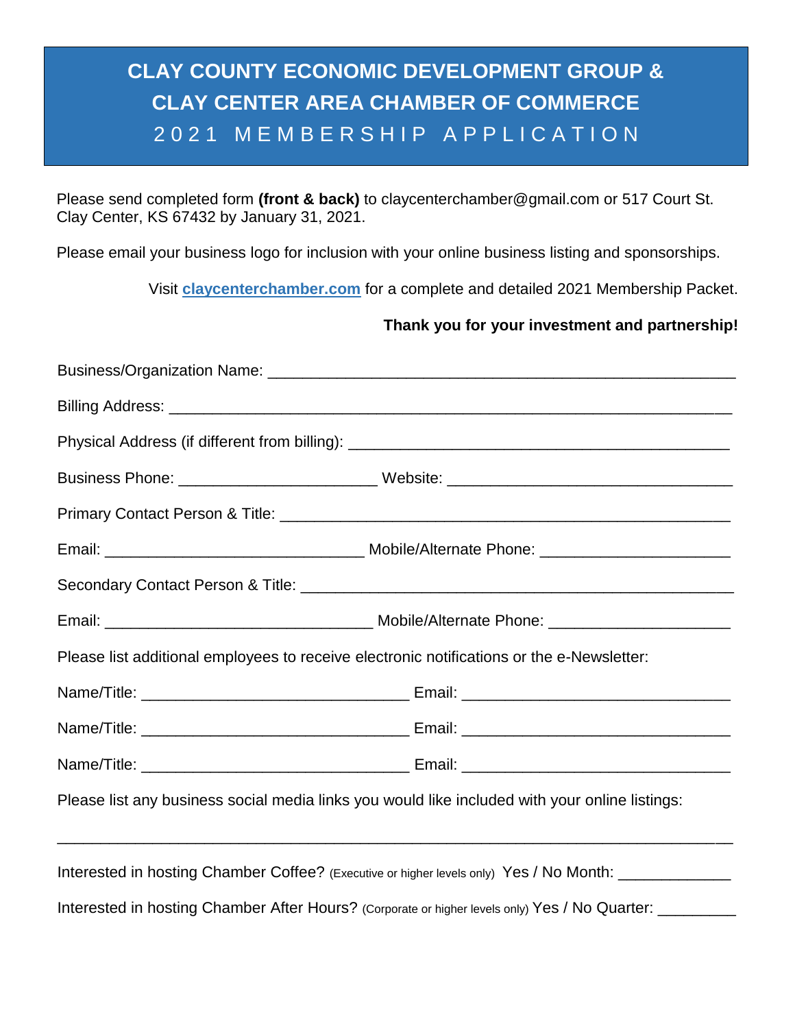# CLAY COUNTY ECONOMIC DEVELOPMENT GROUP & CLAY CENTER AREA CHAMBER OF COMMERCE

## 2021 MEMBERSHIP APPLICATION

Please send completed form **(front & back)** to claycenterchamber@gmail.com or 517 Court St. Clay Center, KS 67432 by January 31, 2021.

Please email your business logo for inclusion with your online business listing and sponsorships.

Visit **claycenterchamber.com** for a complete and detailed 2021 Membership Packet.

**Thank you for your investment and partnership!**

Business/Organization Name: ______________________________________________________

Billing Address: _______________________________________________________________

Physical Address (if different from billing): _____________________________________________

Business Phone: ______________________ Website: _________________________________

Primary Contact Person & Title: __________________________________________________

Email: ______________________________ Mobile/Alternate Phone: ______________________

Secondary Contact Person & Title: ________________________________________________

Email: _______________________________ Mobile/Alternate Phone: _____________________

Please list additional employees to receive electronic notifications or the e-Newsletter:

Name/Title: ______________________________ Email: ______________________________

Name/Title: ______________________________ Email: ______________________________

Name/Title: ______________________________ Email: ______________________________

Please list any business social media links you would like included with your online listings:

_____________________________________________________________________________

Interested in hosting Chamber Coffee? (Executive or higher levels only) Yes / No Month: ____________

Interested in hosting Chamber After Hours? (Corporate or higher levels only) Yes / No Quarter: ________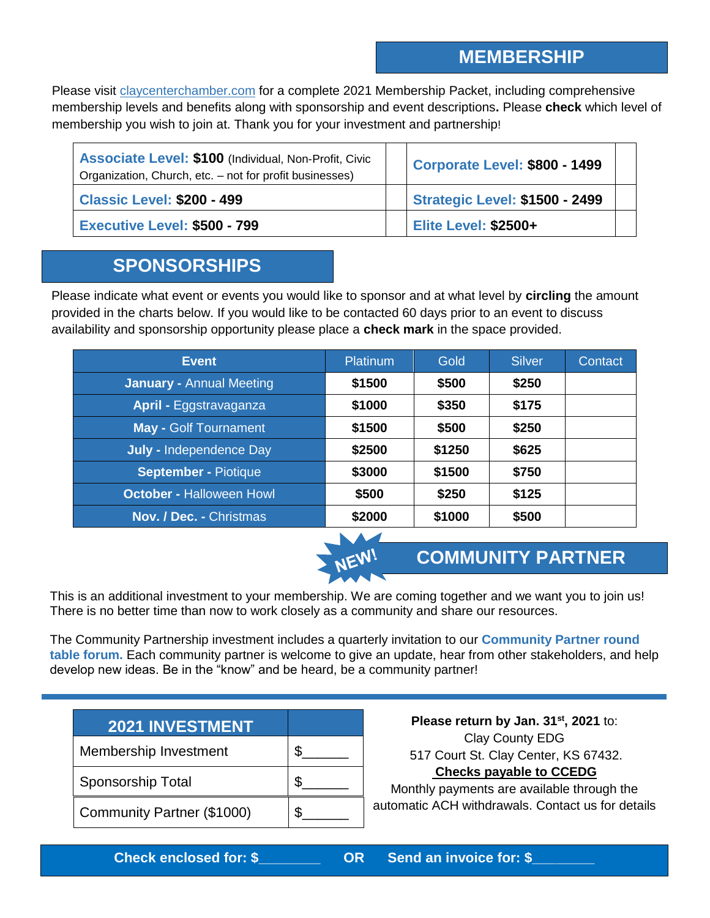## MEMBERSHIP

Please visit claycenterchamber.com for a complete 2021 Membership Packet, including comprehensive membership levels and benefits along with sponsorship and event descriptions**.** Please **check** which level of membership you wish to join at. Thank you for your investment and partnership!

| | | | |
|---|---|---|---|
| **Associate Level: $100** (Individual, Non-Profit, Civic Organization, Church, etc. – not for profit businesses) | | **Corporate Level: $800 - 1499** | |
| **Classic Level: $200 - 499** | | **Strategic Level: $1500 - 2499** | |
| **Executive Level: $500 - 799** | | **Elite Level: $2500+** | |

## SPONSORSHIPS

Please indicate what event or events you would like to sponsor and at what level by **circling** the amount provided in the charts below. If you would like to be contacted 60 days prior to an event to discuss availability and sponsorship opportunity please place a **check mark** in the space provided.

| Event | Platinum | Gold | Silver | Contact |
|---|---|---|---|---|
| **January -** Annual Meeting | **$1500** | **$500** | **$250** | |
| **April -** Eggstravaganza | **$1000** | **$350** | **$175** | |
| **May -** Golf Tournament | **$1500** | **$500** | **$250** | |
| **July -** Independence Day | **$2500** | **$1250** | **$625** | |
| **September -** Piotique | **$3000** | **$1500** | **$750** | |
| **October -** Halloween Howl | **$500** | **$250** | **$125** | |
| **Nov. / Dec. -** Christmas | **$2000** | **$1000** | **$500** | |

## NEW! COMMUNITY PARTNER

This is an additional investment to your membership. We are coming together and we want you to join us! There is no better time than now to work closely as a community and share our resources.

The Community Partnership investment includes a quarterly invitation to our **Community Partner round table forum.** Each community partner is welcome to give an update, hear from other stakeholders, and help develop new ideas. Be in the "know" and be heard, be a community partner!

| 2021 INVESTMENT | |
|---|---|
| Membership Investment | $______ |
| Sponsorship Total | $______ |
| Community Partner ($1000) | $______ |

**Please return by Jan. 31st, 2021** to:
Clay County EDG
517 Court St. Clay Center, KS 67432.
**Checks payable to CCEDG**
Monthly payments are available through the automatic ACH withdrawals. Contact us for details

**Check enclosed for: $________ OR Send an invoice for: $________**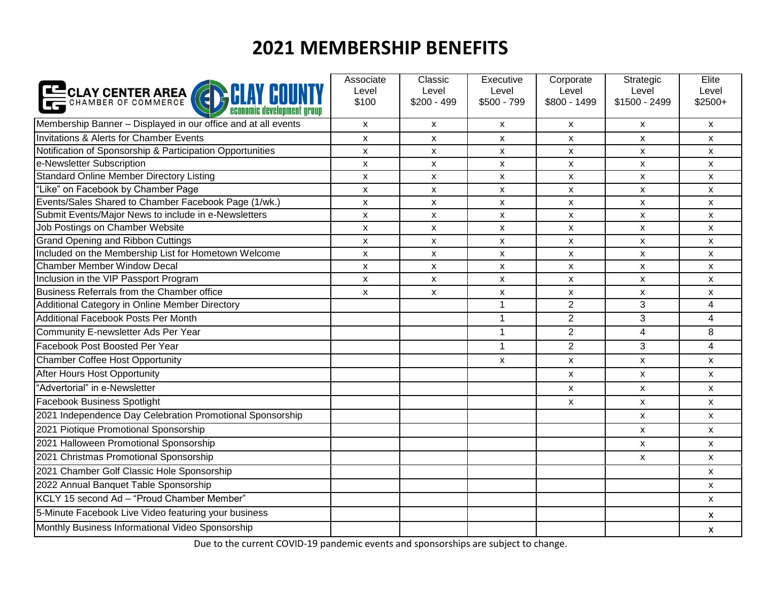# 2021 MEMBERSHIP BENEFITS

| CLAY CENTER AREA CHAMBER OF COMMERCE / CLAY COUNTY economic development group | Associate Level $100 | Classic Level $200 - 499 | Executive Level $500 - 799 | Corporate Level $800 - 1499 | Strategic Level $1500 - 2499 | Elite Level $2500+ |
|---|---|---|---|---|---|---|
| Membership Banner – Displayed in our office and at all events | x | x | x | x | x | x |
| Invitations & Alerts for Chamber Events | x | x | x | x | x | x |
| Notification of Sponsorship & Participation Opportunities | x | x | x | x | x | x |
| e-Newsletter Subscription | x | x | x | x | x | x |
| Standard Online Member Directory Listing | x | x | x | x | x | x |
| "Like" on Facebook by Chamber Page | x | x | x | x | x | x |
| Events/Sales Shared to Chamber Facebook Page (1/wk.) | x | x | x | x | x | x |
| Submit Events/Major News to include in e-Newsletters | x | x | x | x | x | x |
| Job Postings on Chamber Website | x | x | x | x | x | x |
| Grand Opening and Ribbon Cuttings | x | x | x | x | x | x |
| Included on the Membership List for Hometown Welcome | x | x | x | x | x | x |
| Chamber Member Window Decal | x | x | x | x | x | x |
| Inclusion in the VIP Passport Program | x | x | x | x | x | x |
| Business Referrals from the Chamber office | x | x | x | x | x | x |
| Additional Category in Online Member Directory | | | 1 | 2 | 3 | 4 |
| Additional Facebook Posts Per Month | | | 1 | 2 | 3 | 4 |
| Community E-newsletter Ads Per Year | | | 1 | 2 | 4 | 8 |
| Facebook Post Boosted Per Year | | | 1 | 2 | 3 | 4 |
| Chamber Coffee Host Opportunity | | | x | x | x | x |
| After Hours Host Opportunity | | | | x | x | x |
| "Advertorial" in e-Newsletter | | | | x | x | x |
| Facebook Business Spotlight | | | | x | x | x |
| 2021 Independence Day Celebration Promotional Sponsorship | | | | | x | x |
| 2021 Piotique Promotional Sponsorship | | | | | x | x |
| 2021 Halloween Promotional Sponsorship | | | | | x | x |
| 2021 Christmas Promotional Sponsorship | | | | | x | x |
| 2021 Chamber Golf Classic Hole Sponsorship | | | | | | x |
| 2022 Annual Banquet Table Sponsorship | | | | | | x |
| KCLY 15 second Ad – "Proud Chamber Member" | | | | | | x |
| 5-Minute Facebook Live Video featuring your business | | | | | | x |
| Monthly Business Informational Video Sponsorship | | | | | | x |

Due to the current COVID-19 pandemic events and sponsorships are subject to change.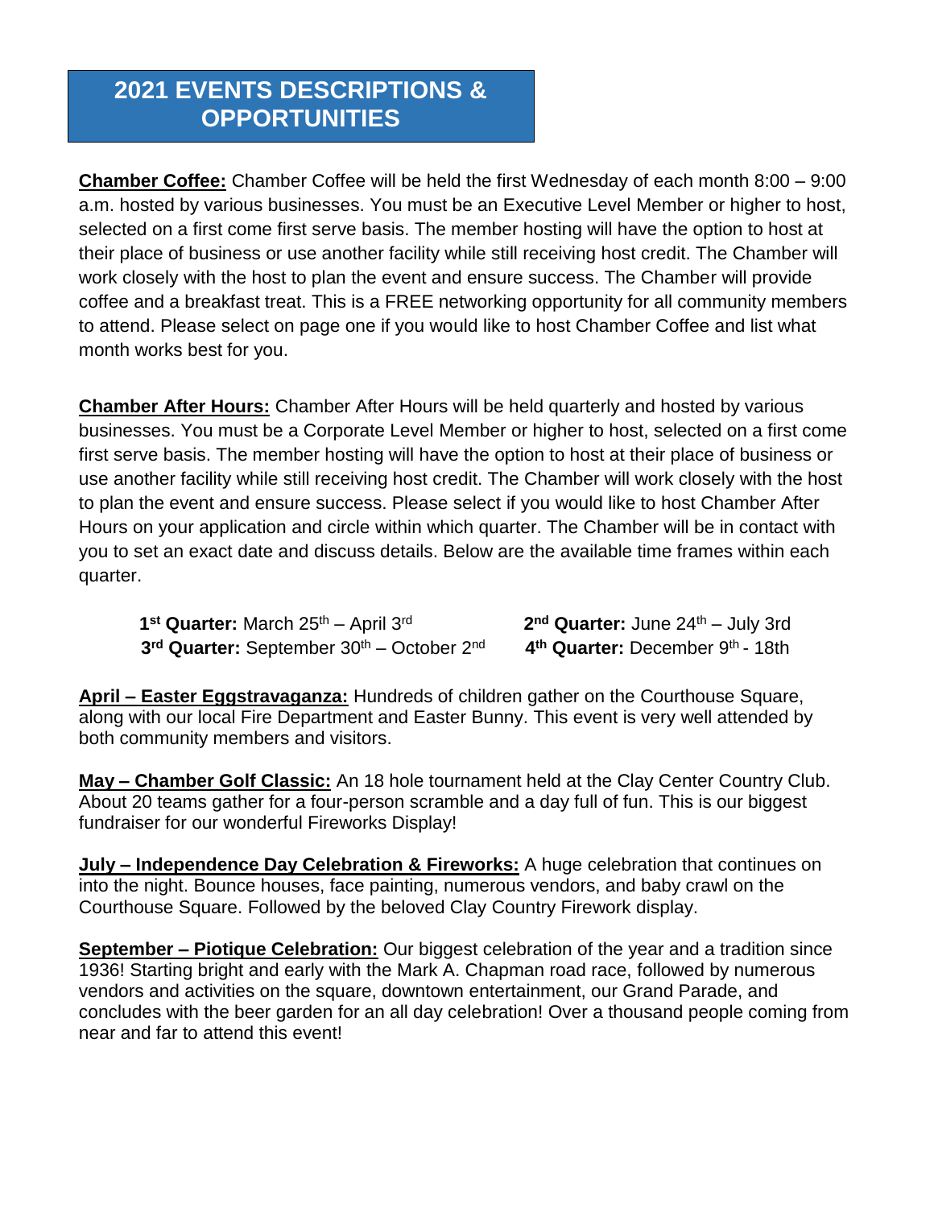# 2021 EVENTS DESCRIPTIONS & OPPORTUNITIES

**Chamber Coffee:** Chamber Coffee will be held the first Wednesday of each month 8:00 – 9:00 a.m. hosted by various businesses. You must be an Executive Level Member or higher to host, selected on a first come first serve basis. The member hosting will have the option to host at their place of business or use another facility while still receiving host credit. The Chamber will work closely with the host to plan the event and ensure success. The Chamber will provide coffee and a breakfast treat. This is a FREE networking opportunity for all community members to attend. Please select on page one if you would like to host Chamber Coffee and list what month works best for you.

**Chamber After Hours:** Chamber After Hours will be held quarterly and hosted by various businesses. You must be a Corporate Level Member or higher to host, selected on a first come first serve basis. The member hosting will have the option to host at their place of business or use another facility while still receiving host credit. The Chamber will work closely with the host to plan the event and ensure success. Please select if you would like to host Chamber After Hours on your application and circle within which quarter. The Chamber will be in contact with you to set an exact date and discuss details. Below are the available time frames within each quarter.

**1st Quarter:** March 25th – April 3rd
**2nd Quarter:** June 24th – July 3rd
**3rd Quarter:** September 30th – October 2nd
**4th Quarter:** December 9th - 18th

**April – Easter Eggstravaganza:** Hundreds of children gather on the Courthouse Square, along with our local Fire Department and Easter Bunny. This event is very well attended by both community members and visitors.

**May – Chamber Golf Classic:** An 18 hole tournament held at the Clay Center Country Club. About 20 teams gather for a four-person scramble and a day full of fun. This is our biggest fundraiser for our wonderful Fireworks Display!

**July – Independence Day Celebration & Fireworks:** A huge celebration that continues on into the night. Bounce houses, face painting, numerous vendors, and baby crawl on the Courthouse Square. Followed by the beloved Clay Country Firework display.

**September – Piotique Celebration:** Our biggest celebration of the year and a tradition since 1936! Starting bright and early with the Mark A. Chapman road race, followed by numerous vendors and activities on the square, downtown entertainment, our Grand Parade, and concludes with the beer garden for an all day celebration! Over a thousand people coming from near and far to attend this event!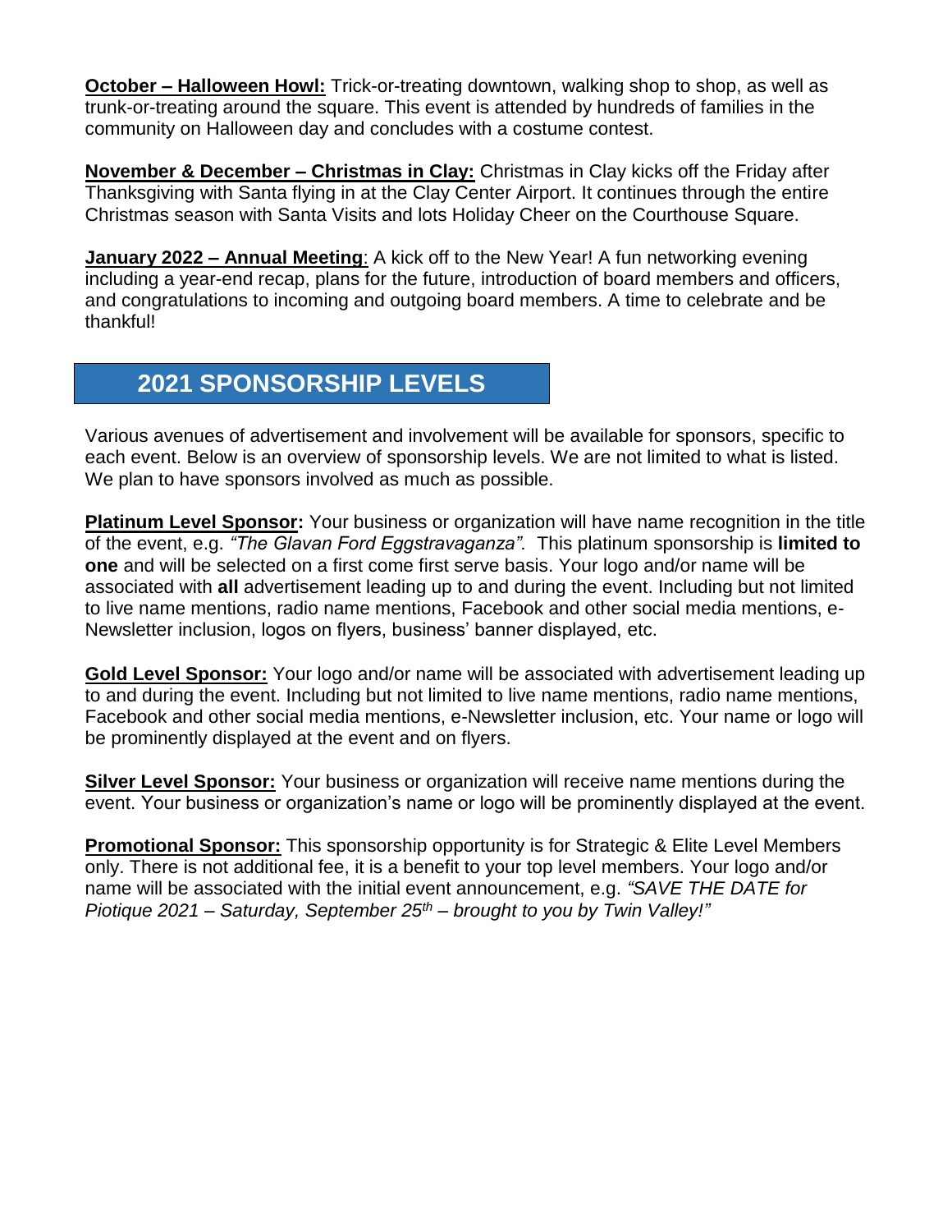**<u>October – Halloween Howl:</u>** Trick-or-treating downtown, walking shop to shop, as well as trunk-or-treating around the square. This event is attended by hundreds of families in the community on Halloween day and concludes with a costume contest.

**<u>November & December – Christmas in Clay:</u>** Christmas in Clay kicks off the Friday after Thanksgiving with Santa flying in at the Clay Center Airport. It continues through the entire Christmas season with Santa Visits and lots Holiday Cheer on the Courthouse Square.

**<u>January 2022 – Annual Meeting</u>**: A kick off to the New Year! A fun networking evening including a year-end recap, plans for the future, introduction of board members and officers, and congratulations to incoming and outgoing board members. A time to celebrate and be thankful!

## 2021 SPONSORSHIP LEVELS

Various avenues of advertisement and involvement will be available for sponsors, specific to each event. Below is an overview of sponsorship levels. We are not limited to what is listed. We plan to have sponsors involved as much as possible.

**<u>Platinum Level Sponsor</u>:** Your business or organization will have name recognition in the title of the event, e.g. *"The Glavan Ford Eggstravaganza".* This platinum sponsorship is **limited to one** and will be selected on a first come first serve basis. Your logo and/or name will be associated with **all** advertisement leading up to and during the event. Including but not limited to live name mentions, radio name mentions, Facebook and other social media mentions, e-Newsletter inclusion, logos on flyers, business' banner displayed, etc.

**<u>Gold Level Sponsor:</u>** Your logo and/or name will be associated with advertisement leading up to and during the event. Including but not limited to live name mentions, radio name mentions, Facebook and other social media mentions, e-Newsletter inclusion, etc. Your name or logo will be prominently displayed at the event and on flyers.

**<u>Silver Level Sponsor:</u>** Your business or organization will receive name mentions during the event. Your business or organization's name or logo will be prominently displayed at the event.

**<u>Promotional Sponsor:</u>** This sponsorship opportunity is for Strategic & Elite Level Members only. There is not additional fee, it is a benefit to your top level members. Your logo and/or name will be associated with the initial event announcement, e.g. *"SAVE THE DATE for Piotique 2021 – Saturday, September 25th – brought to you by Twin Valley!"*